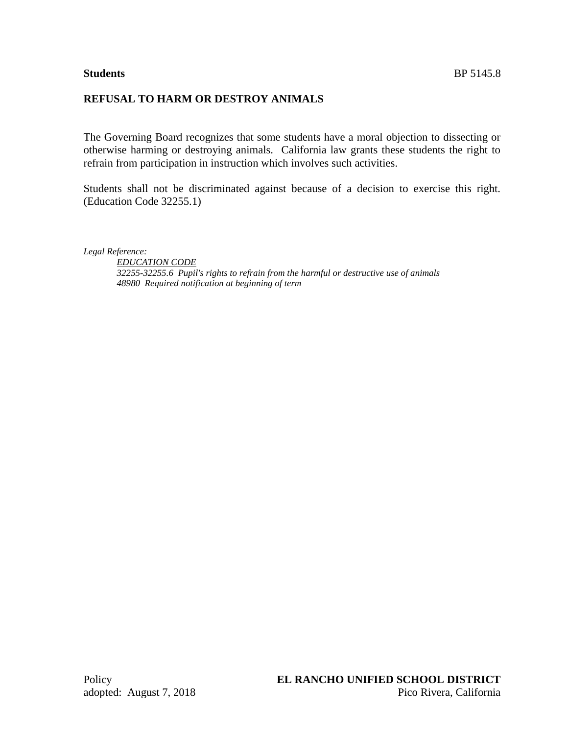**Students** BP 5145.8

# REFUSAL TO HARM OR DESTROY ANIMALS

The Governing Board recognizes that some students have a moral objection to dissecting or otherwise harming or destroying animals. California law grants these students the right to refrain from participation in instruction which involves such activities.

Students shall not be discriminated against because of a decision to exercise this right. (Education Code 32255.1)

*Legal Reference:*

*EDUCATION CODE*

*32255-32255.6 Pupil's rights to refrain from the harmful or destructive use of animals*

*48980 Required notification at beginning of term*

Policy
adopted: August 7, 2018

**EL RANCHO UNIFIED SCHOOL DISTRICT**
Pico Rivera, California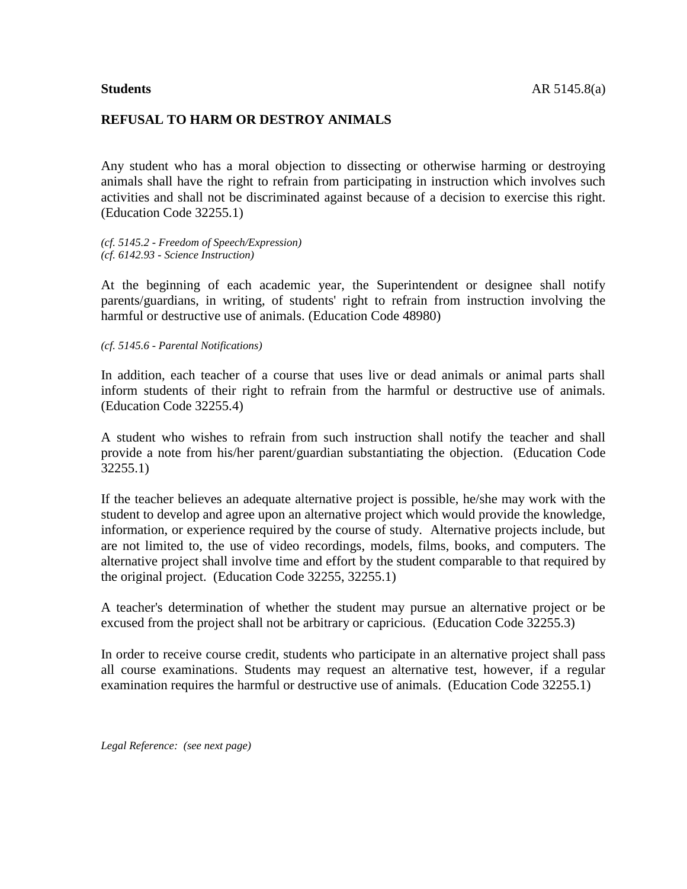**Students** AR 5145.8(a)

## REFUSAL TO HARM OR DESTROY ANIMALS

Any student who has a moral objection to dissecting or otherwise harming or destroying animals shall have the right to refrain from participating in instruction which involves such activities and shall not be discriminated against because of a decision to exercise this right. (Education Code 32255.1)

*(cf. 5145.2 - Freedom of Speech/Expression)*
*(cf. 6142.93 - Science Instruction)*

At the beginning of each academic year, the Superintendent or designee shall notify parents/guardians, in writing, of students' right to refrain from instruction involving the harmful or destructive use of animals. (Education Code 48980)

*(cf. 5145.6 - Parental Notifications)*

In addition, each teacher of a course that uses live or dead animals or animal parts shall inform students of their right to refrain from the harmful or destructive use of animals. (Education Code 32255.4)

A student who wishes to refrain from such instruction shall notify the teacher and shall provide a note from his/her parent/guardian substantiating the objection. (Education Code 32255.1)

If the teacher believes an adequate alternative project is possible, he/she may work with the student to develop and agree upon an alternative project which would provide the knowledge, information, or experience required by the course of study. Alternative projects include, but are not limited to, the use of video recordings, models, films, books, and computers. The alternative project shall involve time and effort by the student comparable to that required by the original project. (Education Code 32255, 32255.1)

A teacher's determination of whether the student may pursue an alternative project or be excused from the project shall not be arbitrary or capricious. (Education Code 32255.3)

In order to receive course credit, students who participate in an alternative project shall pass all course examinations. Students may request an alternative test, however, if a regular examination requires the harmful or destructive use of animals. (Education Code 32255.1)

*Legal Reference: (see next page)*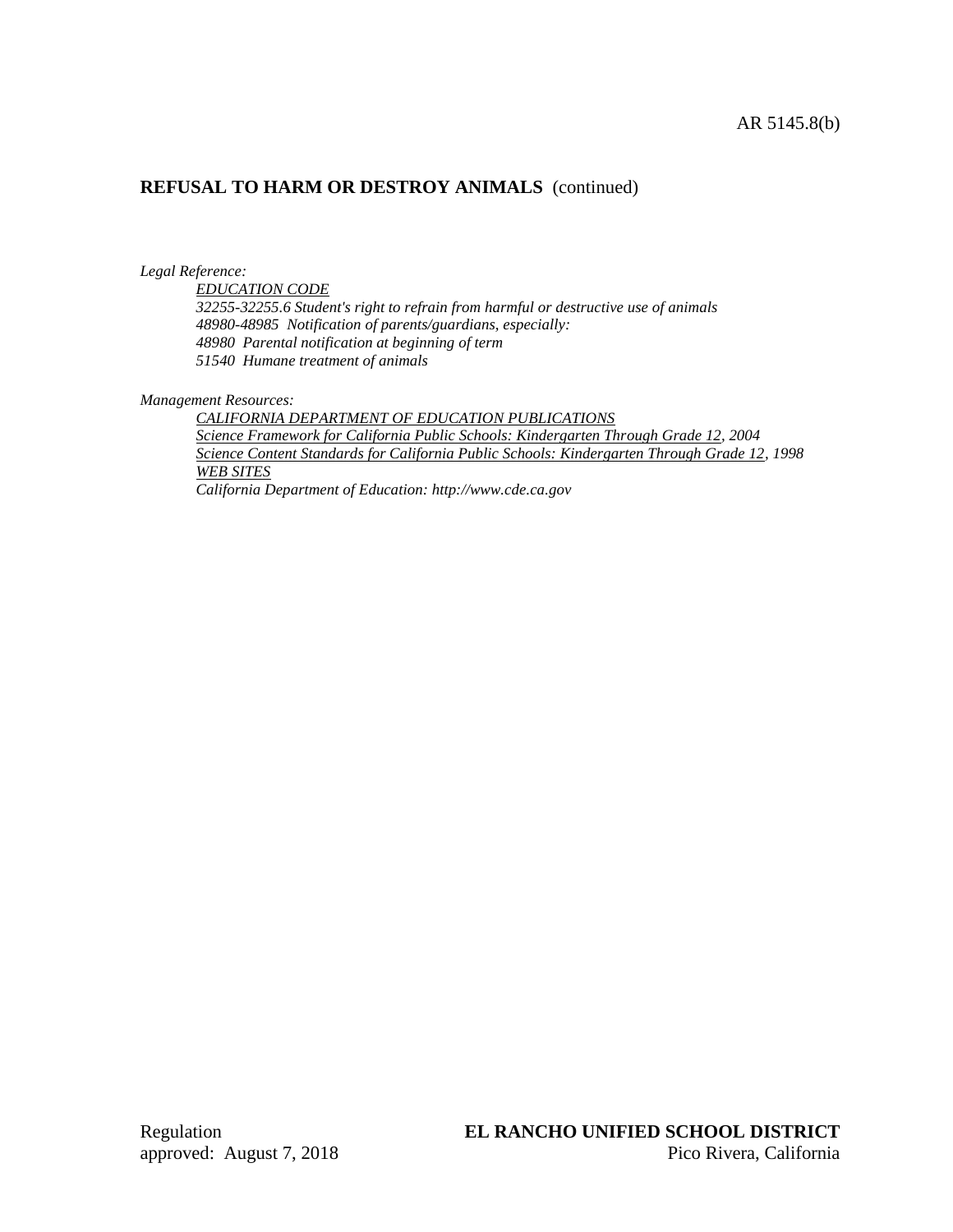## REFUSAL TO HARM OR DESTROY ANIMALS (continued)

*Legal Reference:*

*EDUCATION CODE*

*32255-32255.6 Student's right to refrain from harmful or destructive use of animals*

*48980-48985 Notification of parents/guardians, especially:*

*48980 Parental notification at beginning of term*

*51540 Humane treatment of animals*

*Management Resources:*

*CALIFORNIA DEPARTMENT OF EDUCATION PUBLICATIONS*

*Science Framework for California Public Schools: Kindergarten Through Grade 12, 2004*

*Science Content Standards for California Public Schools: Kindergarten Through Grade 12, 1998*

*WEB SITES*

*California Department of Education: http://www.cde.ca.gov*

Regulation
approved: August 7, 2018

**EL RANCHO UNIFIED SCHOOL DISTRICT**
Pico Rivera, California